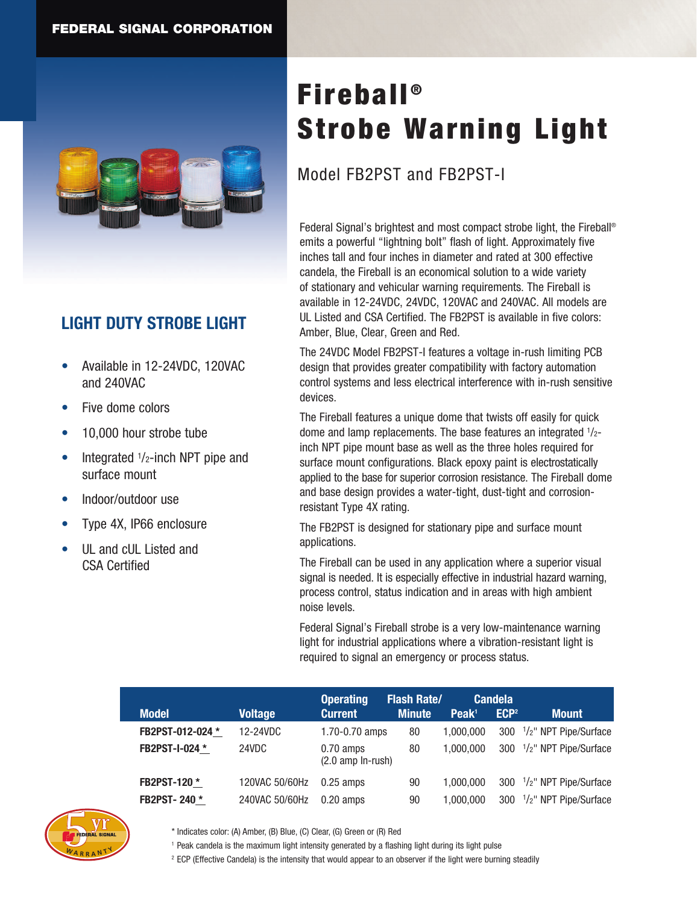FEDERAL SIGNAL CORPORATION

# Fireball® Strobe Warning Light

## Model FB2PST and FB2PST-I

## LIGHT DUTY STROBE LIGHT

- Available in 12-24VDC, 120VAC and 240VAC
- Five dome colors
- 10,000 hour strobe tube
- Integrated 1/2-inch NPT pipe and surface mount
- Indoor/outdoor use
- Type 4X, IP66 enclosure
- UL and cUL Listed and CSA Certified

Federal Signal's brightest and most compact strobe light, the Fireball® emits a powerful "lightning bolt" flash of light. Approximately five inches tall and four inches in diameter and rated at 300 effective candela, the Fireball is an economical solution to a wide variety of stationary and vehicular warning requirements. The Fireball is available in 12-24VDC, 24VDC, 120VAC and 240VAC. All models are UL Listed and CSA Certified. The FB2PST is available in five colors: Amber, Blue, Clear, Green and Red.

The 24VDC Model FB2PST-I features a voltage in-rush limiting PCB design that provides greater compatibility with factory automation control systems and less electrical interference with in-rush sensitive devices.

The Fireball features a unique dome that twists off easily for quick dome and lamp replacements. The base features an integrated 1/2-inch NPT pipe mount base as well as the three holes required for surface mount configurations. Black epoxy paint is electrostatically applied to the base for superior corrosion resistance. The Fireball dome and base design provides a water-tight, dust-tight and corrosion-resistant Type 4X rating.

The FB2PST is designed for stationary pipe and surface mount applications.

The Fireball can be used in any application where a superior visual signal is needed. It is especially effective in industrial hazard warning, process control, status indication and in areas with high ambient noise levels.

Federal Signal's Fireball strobe is a very low-maintenance warning light for industrial applications where a vibration-resistant light is required to signal an emergency or process status.

| Model | Voltage | Operating Current | Flash Rate/ Minute | Candela Peak[1] | ECP[2] | Mount |
|---|---|---|---|---|---|---|
| FB2PST-012-024 * | 12-24VDC | 1.70-0.70 amps | 80 | 1,000,000 | 300 | 1/2" NPT Pipe/Surface |
| FB2PST-I-024 * | 24VDC | 0.70 amps (2.0 amp In-rush) | 80 | 1,000,000 | 300 | 1/2" NPT Pipe/Surface |
| FB2PST-120 * | 120VAC 50/60Hz | 0.25 amps | 90 | 1,000,000 | 300 | 1/2" NPT Pipe/Surface |
| FB2PST- 240 * | 240VAC 50/60Hz | 0.20 amps | 90 | 1,000,000 | 300 | 1/2" NPT Pipe/Surface |

* Indicates color: (A) Amber, (B) Blue, (C) Clear, (G) Green or (R) Red

[1] Peak candela is the maximum light intensity generated by a flashing light during its light pulse

[2] ECP (Effective Candela) is the intensity that would appear to an observer if the light were burning steadily

5 yr FEDERAL SIGNAL WARRANTY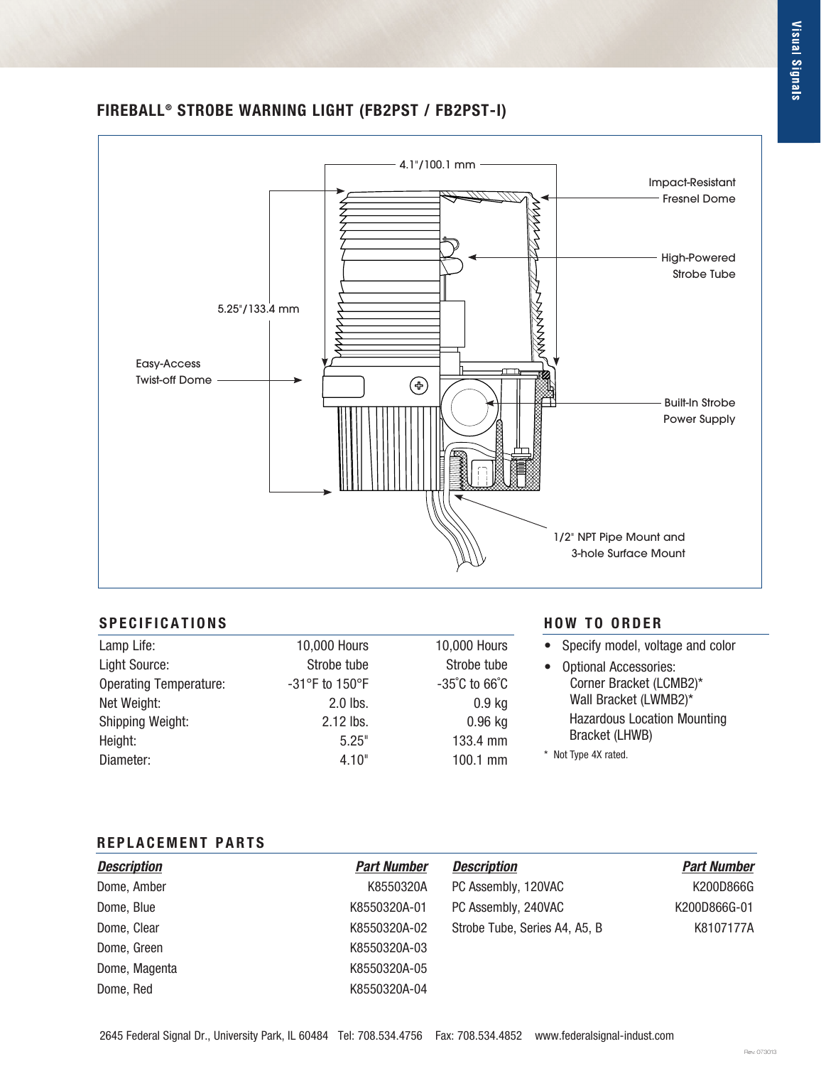## FIREBALL® STROBE WARNING LIGHT (FB2PST / FB2PST-I)

4.1"/100.1 mm

5.25"/133.4 mm

Impact-Resistant Fresnel Dome

High-Powered Strobe Tube

Easy-Access Twist-off Dome

Built-In Strobe Power Supply

1/2" NPT Pipe Mount and 3-hole Surface Mount

### SPECIFICATIONS

| | | |
|---|---|---|
| Lamp Life: | 10,000 Hours | 10,000 Hours |
| Light Source: | Strobe tube | Strobe tube |
| Operating Temperature: | -31°F to 150°F | -35˚C to 66˚C |
| Net Weight: | 2.0 lbs. | 0.9 kg |
| Shipping Weight: | 2.12 lbs. | 0.96 kg |
| Height: | 5.25" | 133.4 mm |
| Diameter: | 4.10" | 100.1 mm |

### HOW TO ORDER

- Specify model, voltage and color
- Optional Accessories:
  Corner Bracket (LCMB2)*
  Wall Bracket (LWMB2)*
  Hazardous Location Mounting Bracket (LHWB)

\* Not Type 4X rated.

### REPLACEMENT PARTS

| *Description* | *Part Number* | *Description* | *Part Number* |
|---|---|---|---|
| Dome, Amber | K8550320A | PC Assembly, 120VAC | K200D866G |
| Dome, Blue | K8550320A-01 | PC Assembly, 240VAC | K200D866G-01 |
| Dome, Clear | K8550320A-02 | Strobe Tube, Series A4, A5, B | K8107177A |
| Dome, Green | K8550320A-03 | | |
| Dome, Magenta | K8550320A-05 | | |
| Dome, Red | K8550320A-04 | | |

2645 Federal Signal Dr., University Park, IL 60484 Tel: 708.534.4756 Fax: 708.534.4852 www.federalsignal-indust.com

Rev. 073013